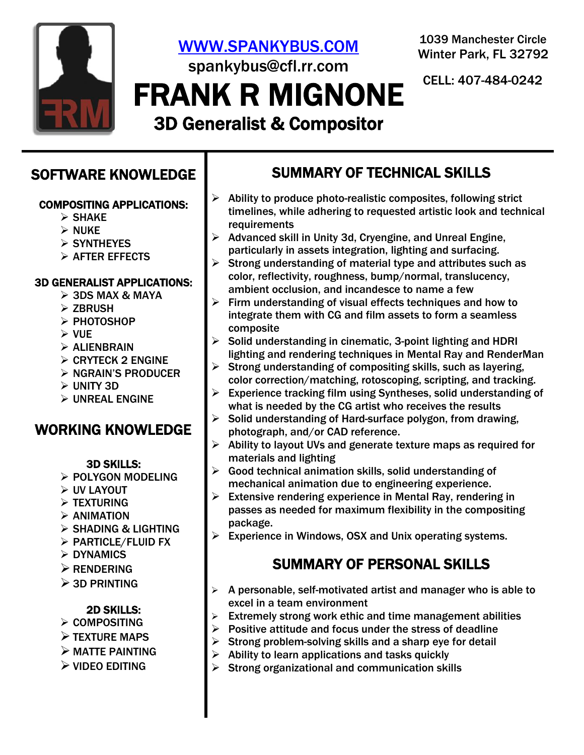[WWW.SPANKYBUS.COM](http://WWW.SPANKYBUS.COM)

spankybus@cfl.rr.com

1039 Manchester Circle
Winter Park, FL 32792

CELL: 407-484-0242

# FRANK R MIGNONE

## 3D Generalist & Compositor

## SOFTWARE KNOWLEDGE

### COMPOSITING APPLICATIONS:

- SHAKE
- NUKE
- SYNTHEYES
- AFTER EFFECTS

### 3D GENERALIST APPLICATIONS:

- 3DS MAX & MAYA
- ZBRUSH
- PHOTOSHOP
- VUE
- ALIENBRAIN
- CRYTECK 2 ENGINE
- NGRAIN'S PRODUCER
- UNITY 3D
- UNREAL ENGINE

## WORKING KNOWLEDGE

### 3D SKILLS:

- POLYGON MODELING
- UV LAYOUT
- TEXTURING
- ANIMATION
- SHADING & LIGHTING
- PARTICLE/FLUID FX
- DYNAMICS
- RENDERING
- 3D PRINTING

### 2D SKILLS:

- COMPOSITING
- TEXTURE MAPS
- MATTE PAINTING
- VIDEO EDITING

## SUMMARY OF TECHNICAL SKILLS

- Ability to produce photo-realistic composites, following strict timelines, while adhering to requested artistic look and technical requirements
- Advanced skill in Unity 3d, Cryengine, and Unreal Engine, particularly in assets integration, lighting and surfacing.
- Strong understanding of material type and attributes such as color, reflectivity, roughness, bump/normal, translucency, ambient occlusion, and incandesce to name a few
- Firm understanding of visual effects techniques and how to integrate them with CG and film assets to form a seamless composite
- Solid understanding in cinematic, 3-point lighting and HDRI lighting and rendering techniques in Mental Ray and RenderMan
- Strong understanding of compositing skills, such as layering, color correction/matching, rotoscoping, scripting, and tracking.
- Experience tracking film using Syntheses, solid understanding of what is needed by the CG artist who receives the results
- Solid understanding of Hard-surface polygon, from drawing, photograph, and/or CAD reference.
- Ability to layout UVs and generate texture maps as required for materials and lighting
- Good technical animation skills, solid understanding of mechanical animation due to engineering experience.
- Extensive rendering experience in Mental Ray, rendering in passes as needed for maximum flexibility in the compositing package.
- Experience in Windows, OSX and Unix operating systems.

## SUMMARY OF PERSONAL SKILLS

- A personable, self-motivated artist and manager who is able to excel in a team environment
- Extremely strong work ethic and time management abilities
- Positive attitude and focus under the stress of deadline
- Strong problem-solving skills and a sharp eye for detail
- Ability to learn applications and tasks quickly
- Strong organizational and communication skills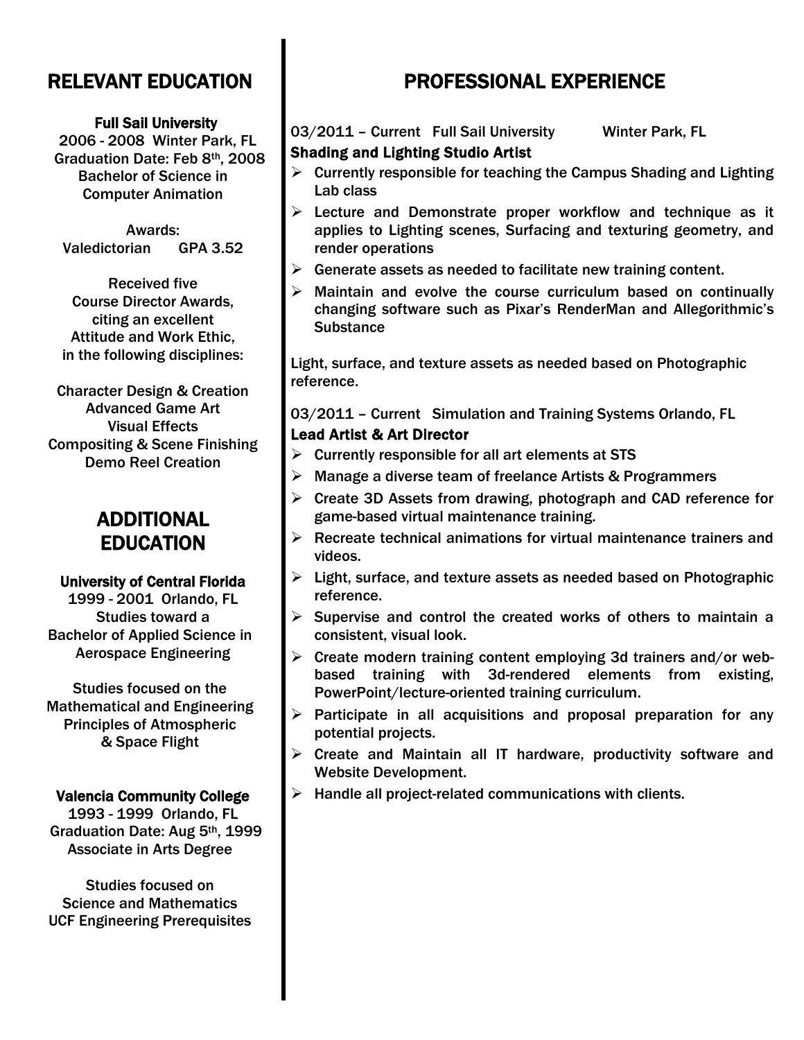## RELEVANT EDUCATION

**Full Sail University**
2006 - 2008 Winter Park, FL
Graduation Date: Feb 8th, 2008
Bachelor of Science in
Computer Animation

Awards:
Valedictorian GPA 3.52

Received five
Course Director Awards,
citing an excellent
Attitude and Work Ethic,
in the following disciplines:

Character Design & Creation
Advanced Game Art
Visual Effects
Compositing & Scene Finishing
Demo Reel Creation

## ADDITIONAL EDUCATION

**University of Central Florida**
1999 - 2001 Orlando, FL
Studies toward a
Bachelor of Applied Science in
Aerospace Engineering

Studies focused on the
Mathematical and Engineering
Principles of Atmospheric
& Space Flight

**Valencia Community College**
1993 - 1999 Orlando, FL
Graduation Date: Aug 5th, 1999
Associate in Arts Degree

Studies focused on
Science and Mathematics
UCF Engineering Prerequisites

## PROFESSIONAL EXPERIENCE

03/2011 – Current Full Sail University Winter Park, FL
**Shading and Lighting Studio Artist**

- Currently responsible for teaching the Campus Shading and Lighting Lab class
- Lecture and Demonstrate proper workflow and technique as it applies to Lighting scenes, Surfacing and texturing geometry, and render operations
- Generate assets as needed to facilitate new training content.
- Maintain and evolve the course curriculum based on continually changing software such as Pixar's RenderMan and Allegorithmic's Substance

Light, surface, and texture assets as needed based on Photographic reference.

03/2011 – Current Simulation and Training Systems Orlando, FL
**Lead Artist & Art Director**

- Currently responsible for all art elements at STS
- Manage a diverse team of freelance Artists & Programmers
- Create 3D Assets from drawing, photograph and CAD reference for game-based virtual maintenance training.
- Recreate technical animations for virtual maintenance trainers and videos.
- Light, surface, and texture assets as needed based on Photographic reference.
- Supervise and control the created works of others to maintain a consistent, visual look.
- Create modern training content employing 3d trainers and/or web-based training with 3d-rendered elements from existing, PowerPoint/lecture-oriented training curriculum.
- Participate in all acquisitions and proposal preparation for any potential projects.
- Create and Maintain all IT hardware, productivity software and Website Development.
- Handle all project-related communications with clients.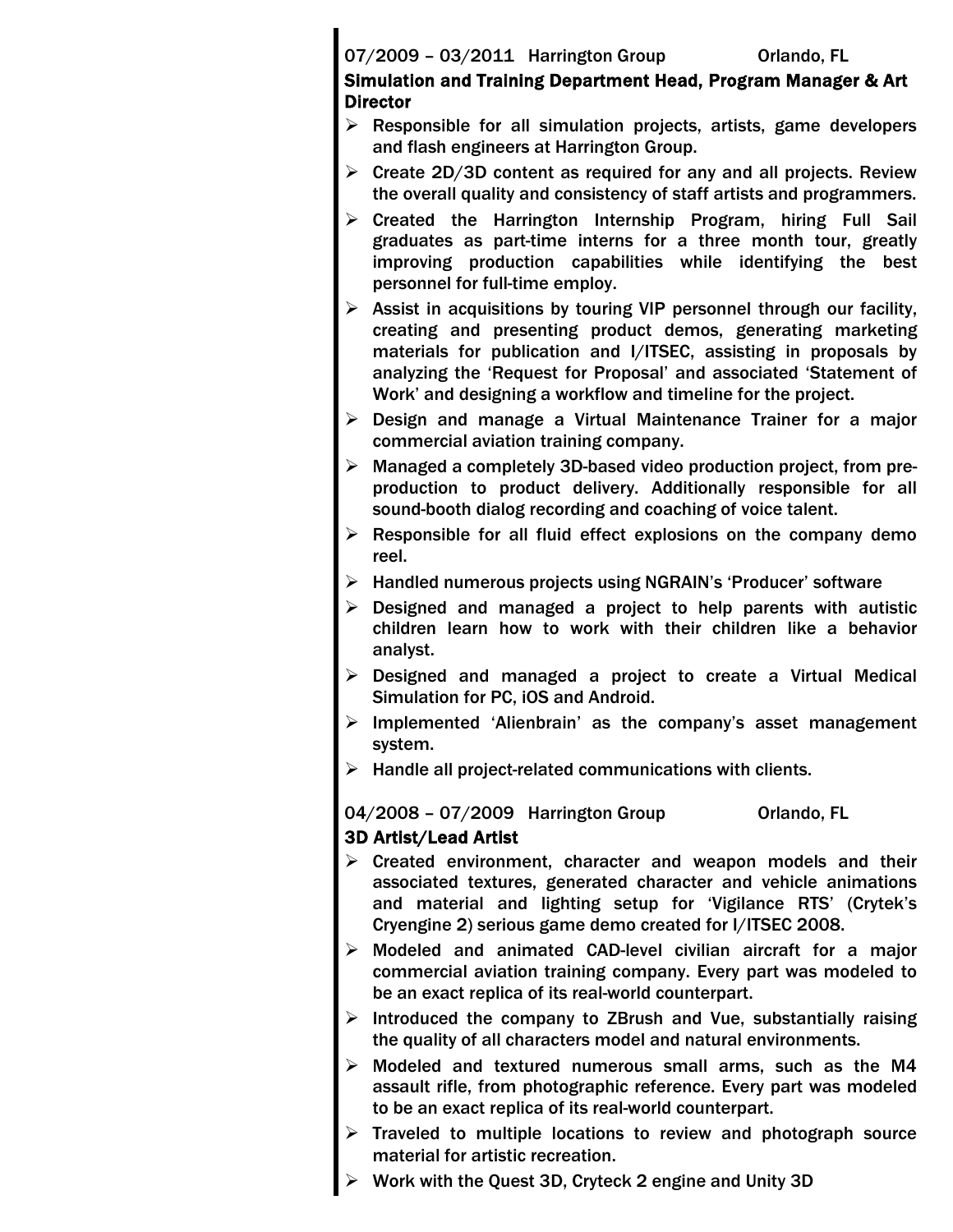07/2009 – 03/2011 Harrington Group Orlando, FL

**Simulation and Training Department Head, Program Manager & Art Director**

- Responsible for all simulation projects, artists, game developers and flash engineers at Harrington Group.
- Create 2D/3D content as required for any and all projects. Review the overall quality and consistency of staff artists and programmers.
- Created the Harrington Internship Program, hiring Full Sail graduates as part-time interns for a three month tour, greatly improving production capabilities while identifying the best personnel for full-time employ.
- Assist in acquisitions by touring VIP personnel through our facility, creating and presenting product demos, generating marketing materials for publication and I/ITSEC, assisting in proposals by analyzing the 'Request for Proposal' and associated 'Statement of Work' and designing a workflow and timeline for the project.
- Design and manage a Virtual Maintenance Trainer for a major commercial aviation training company.
- Managed a completely 3D-based video production project, from pre-production to product delivery. Additionally responsible for all sound-booth dialog recording and coaching of voice talent.
- Responsible for all fluid effect explosions on the company demo reel.
- Handled numerous projects using NGRAIN's 'Producer' software
- Designed and managed a project to help parents with autistic children learn how to work with their children like a behavior analyst.
- Designed and managed a project to create a Virtual Medical Simulation for PC, iOS and Android.
- Implemented 'Alienbrain' as the company's asset management system.
- Handle all project-related communications with clients.

04/2008 – 07/2009 Harrington Group Orlando, FL

**3D Artist/Lead Artist**

- Created environment, character and weapon models and their associated textures, generated character and vehicle animations and material and lighting setup for 'Vigilance RTS' (Crytek's Cryengine 2) serious game demo created for I/ITSEC 2008.
- Modeled and animated CAD-level civilian aircraft for a major commercial aviation training company. Every part was modeled to be an exact replica of its real-world counterpart.
- Introduced the company to ZBrush and Vue, substantially raising the quality of all characters model and natural environments.
- Modeled and textured numerous small arms, such as the M4 assault rifle, from photographic reference. Every part was modeled to be an exact replica of its real-world counterpart.
- Traveled to multiple locations to review and photograph source material for artistic recreation.
- Work with the Quest 3D, Cryteck 2 engine and Unity 3D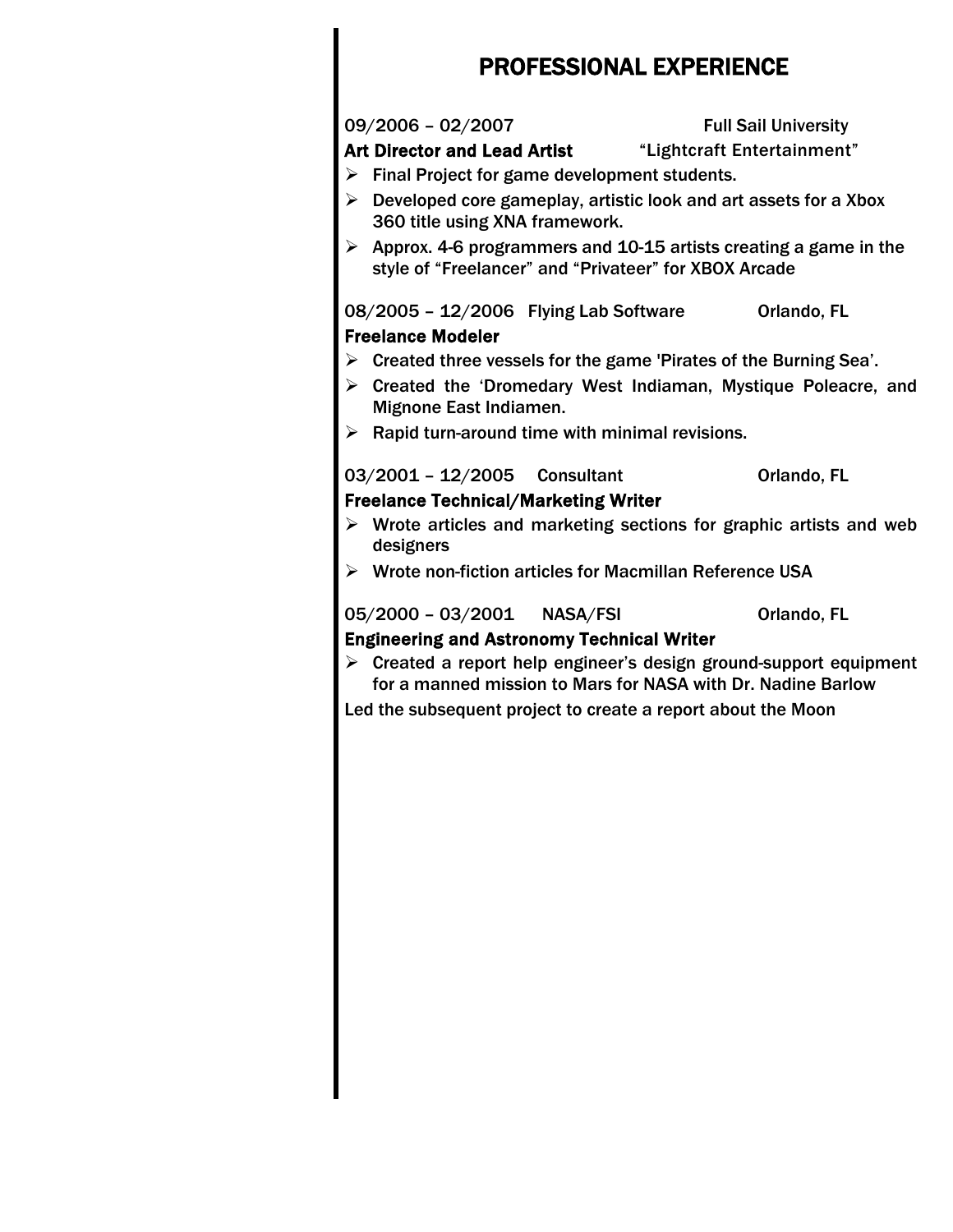# PROFESSIONAL EXPERIENCE

09/2006 – 02/2007 Full Sail University
**Art Director and Lead Artist** "Lightcraft Entertainment"

- Final Project for game development students.
- Developed core gameplay, artistic look and art assets for a Xbox 360 title using XNA framework.
- Approx. 4-6 programmers and 10-15 artists creating a game in the style of "Freelancer" and "Privateer" for XBOX Arcade

08/2005 – 12/2006 Flying Lab Software Orlando, FL
**Freelance Modeler**

- Created three vessels for the game 'Pirates of the Burning Sea'.
- Created the 'Dromedary West Indiaman, Mystique Poleacre, and Mignone East Indiamen.
- Rapid turn-around time with minimal revisions.

03/2001 – 12/2005 Consultant Orlando, FL
**Freelance Technical/Marketing Writer**

- Wrote articles and marketing sections for graphic artists and web designers
- Wrote non-fiction articles for Macmillan Reference USA

05/2000 – 03/2001 NASA/FSI Orlando, FL
**Engineering and Astronomy Technical Writer**

- Created a report help engineer's design ground-support equipment for a manned mission to Mars for NASA with Dr. Nadine Barlow

Led the subsequent project to create a report about the Moon